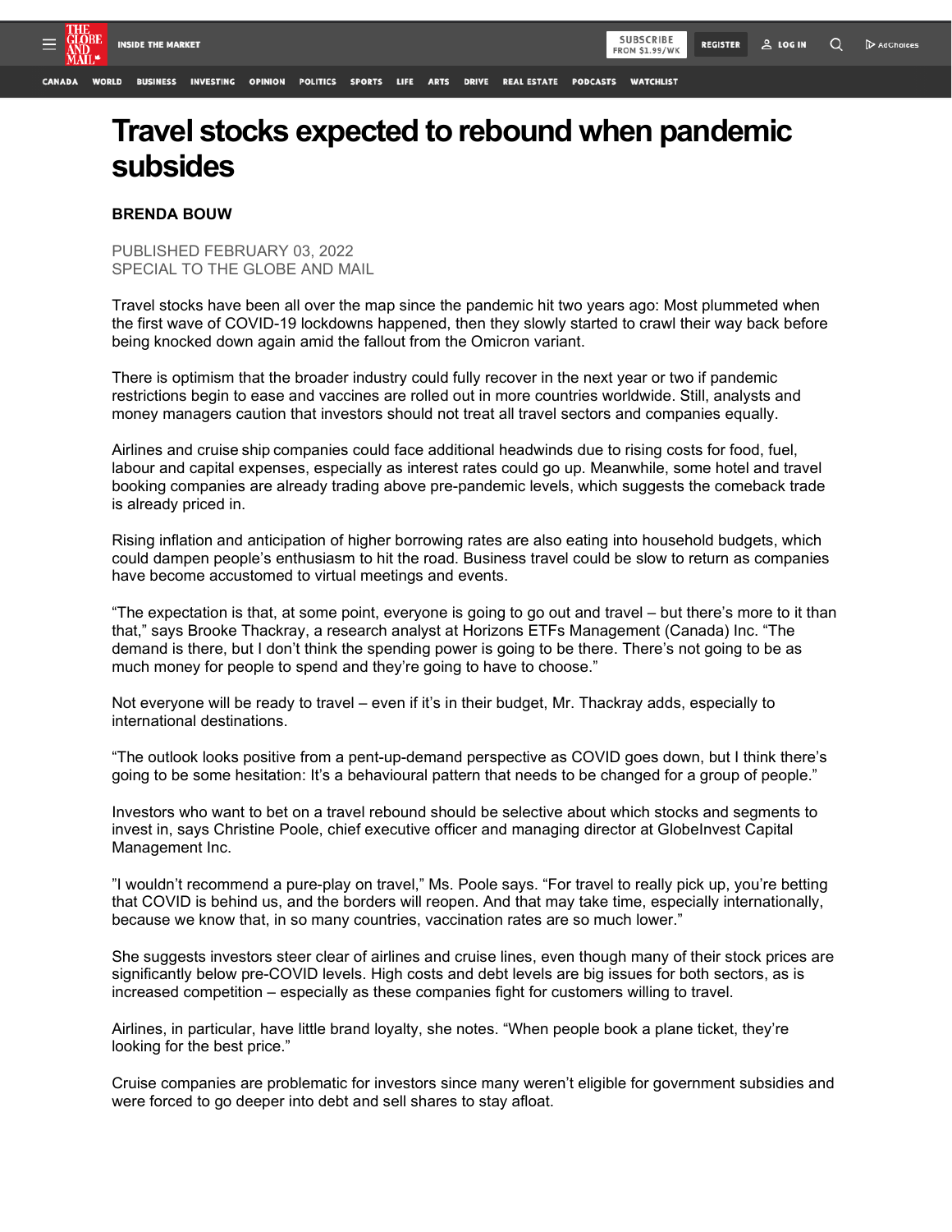# Travel stocks expected to rebound when pandemic subsides

**BRENDA BOUW**

PUBLISHED FEBRUARY 03, 2022
SPECIAL TO THE GLOBE AND MAIL

Travel stocks have been all over the map since the pandemic hit two years ago: Most plummeted when the first wave of COVID-19 lockdowns happened, then they slowly started to crawl their way back before being knocked down again amid the fallout from the Omicron variant.

There is optimism that the broader industry could fully recover in the next year or two if pandemic restrictions begin to ease and vaccines are rolled out in more countries worldwide. Still, analysts and money managers caution that investors should not treat all travel sectors and companies equally.

Airlines and cruise ship companies could face additional headwinds due to rising costs for food, fuel, labour and capital expenses, especially as interest rates could go up. Meanwhile, some hotel and travel booking companies are already trading above pre-pandemic levels, which suggests the comeback trade is already priced in.

Rising inflation and anticipation of higher borrowing rates are also eating into household budgets, which could dampen people's enthusiasm to hit the road. Business travel could be slow to return as companies have become accustomed to virtual meetings and events.

"The expectation is that, at some point, everyone is going to go out and travel – but there's more to it than that," says Brooke Thackray, a research analyst at Horizons ETFs Management (Canada) Inc. "The demand is there, but I don't think the spending power is going to be there. There's not going to be as much money for people to spend and they're going to have to choose."

Not everyone will be ready to travel – even if it's in their budget, Mr. Thackray adds, especially to international destinations.

"The outlook looks positive from a pent-up-demand perspective as COVID goes down, but I think there's going to be some hesitation: It's a behavioural pattern that needs to be changed for a group of people."

Investors who want to bet on a travel rebound should be selective about which stocks and segments to invest in, says Christine Poole, chief executive officer and managing director at GlobeInvest Capital Management Inc.

"I wouldn't recommend a pure-play on travel," Ms. Poole says. "For travel to really pick up, you're betting that COVID is behind us, and the borders will reopen. And that may take time, especially internationally, because we know that, in so many countries, vaccination rates are so much lower."

She suggests investors steer clear of airlines and cruise lines, even though many of their stock prices are significantly below pre-COVID levels. High costs and debt levels are big issues for both sectors, as is increased competition – especially as these companies fight for customers willing to travel.

Airlines, in particular, have little brand loyalty, she notes. "When people book a plane ticket, they're looking for the best price."

Cruise companies are problematic for investors since many weren't eligible for government subsidies and were forced to go deeper into debt and sell shares to stay afloat.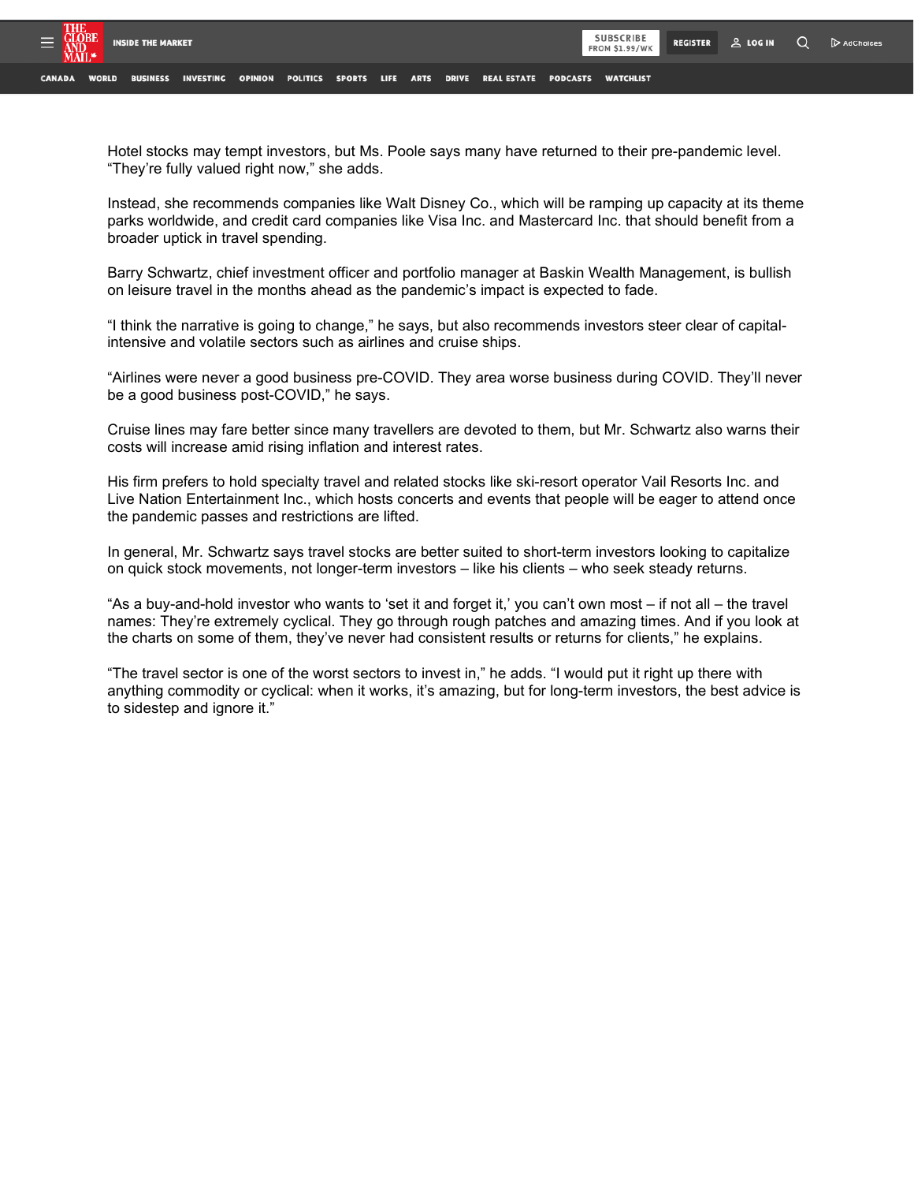Hotel stocks may tempt investors, but Ms. Poole says many have returned to their pre-pandemic level. “They’re fully valued right now,” she adds.

Instead, she recommends companies like Walt Disney Co., which will be ramping up capacity at its theme parks worldwide, and credit card companies like Visa Inc. and Mastercard Inc. that should benefit from a broader uptick in travel spending.

Barry Schwartz, chief investment officer and portfolio manager at Baskin Wealth Management, is bullish on leisure travel in the months ahead as the pandemic’s impact is expected to fade.

“I think the narrative is going to change,” he says, but also recommends investors steer clear of capital-intensive and volatile sectors such as airlines and cruise ships.

“Airlines were never a good business pre-COVID. They area worse business during COVID. They’ll never be a good business post-COVID,” he says.

Cruise lines may fare better since many travellers are devoted to them, but Mr. Schwartz also warns their costs will increase amid rising inflation and interest rates.

His firm prefers to hold specialty travel and related stocks like ski-resort operator Vail Resorts Inc. and Live Nation Entertainment Inc., which hosts concerts and events that people will be eager to attend once the pandemic passes and restrictions are lifted.

In general, Mr. Schwartz says travel stocks are better suited to short-term investors looking to capitalize on quick stock movements, not longer-term investors – like his clients – who seek steady returns.

“As a buy-and-hold investor who wants to ‘set it and forget it,’ you can’t own most – if not all – the travel names: They’re extremely cyclical. They go through rough patches and amazing times. And if you look at the charts on some of them, they’ve never had consistent results or returns for clients,” he explains.

“The travel sector is one of the worst sectors to invest in,” he adds. “I would put it right up there with anything commodity or cyclical: when it works, it’s amazing, but for long-term investors, the best advice is to sidestep and ignore it.”